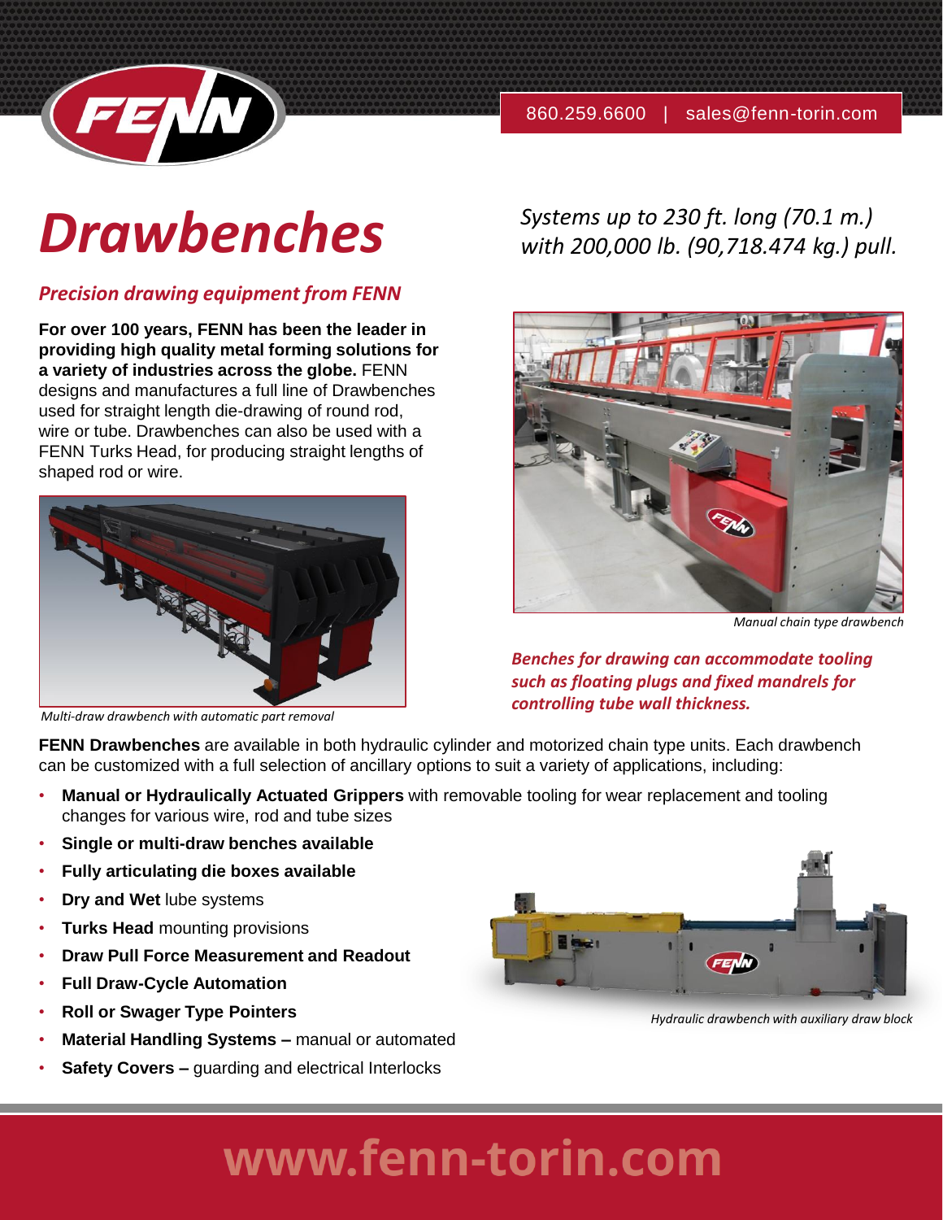860.259.6600 | sales@fenn-torin.com

# *Drawbenches*

*Systems up to 230 ft. long (70.1 m.) with 200,000 lb. (90,718.474 kg.) pull.*

### *Precision drawing equipment from FENN*

**For over 100 years, FENN has been the leader in providing high quality metal forming solutions for a variety of industries across the globe.** FENN designs and manufactures a full line of Drawbenches used for straight length die-drawing of round rod, wire or tube. Drawbenches can also be used with a FENN Turks Head, for producing straight lengths of shaped rod or wire.

*Multi-draw drawbench with automatic part removal*

*Manual chain type drawbench*

***Benches for drawing can accommodate tooling such as floating plugs and fixed mandrels for controlling tube wall thickness.***

**FENN Drawbenches** are available in both hydraulic cylinder and motorized chain type units. Each drawbench can be customized with a full selection of ancillary options to suit a variety of applications, including:

- **Manual or Hydraulically Actuated Grippers** with removable tooling for wear replacement and tooling changes for various wire, rod and tube sizes
- **Single or multi-draw benches available**
- **Fully articulating die boxes available**
- **Dry and Wet** lube systems
- **Turks Head** mounting provisions
- **Draw Pull Force Measurement and Readout**
- **Full Draw-Cycle Automation**
- **Roll or Swager Type Pointers**
- **Material Handling Systems –** manual or automated
- **Safety Covers –** guarding and electrical Interlocks

*Hydraulic drawbench with auxiliary draw block*

**www.fenn-torin.com**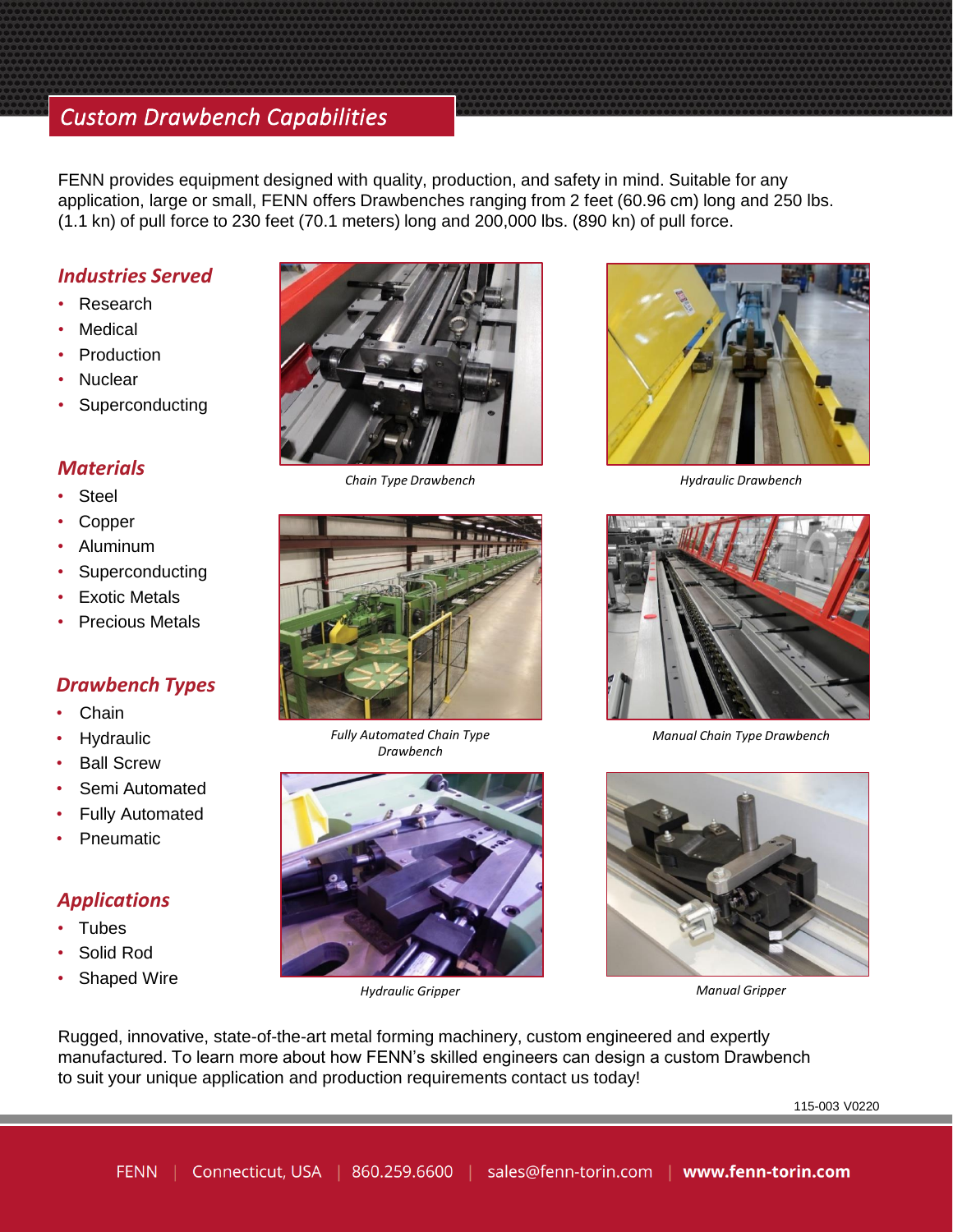## *Custom Drawbench Capabilities*

FENN provides equipment designed with quality, production, and safety in mind. Suitable for any application, large or small, FENN offers Drawbenches ranging from 2 feet (60.96 cm) long and 250 lbs. (1.1 kn) of pull force to 230 feet (70.1 meters) long and 200,000 lbs. (890 kn) of pull force.

### *Industries Served*

- Research
- Medical
- Production
- Nuclear
- Superconducting

### *Materials*

- Steel
- Copper
- Aluminum
- Superconducting
- Exotic Metals
- Precious Metals

### *Drawbench Types*

- Chain
- Hydraulic
- Ball Screw
- Semi Automated
- Fully Automated
- Pneumatic

### *Applications*

- Tubes
- Solid Rod
- Shaped Wire

*Chain Type Drawbench*

*Hydraulic Drawbench*

*Fully Automated Chain Type Drawbench*

*Manual Chain Type Drawbench*

*Hydraulic Gripper*

*Manual Gripper*

Rugged, innovative, state-of-the-art metal forming machinery, custom engineered and expertly manufactured. To learn more about how FENN's skilled engineers can design a custom Drawbench to suit your unique application and production requirements contact us today!

115-003 V0220

FENN | Connecticut, USA | 860.259.6600 | sales@fenn-torin.com | **www.fenn-torin.com**